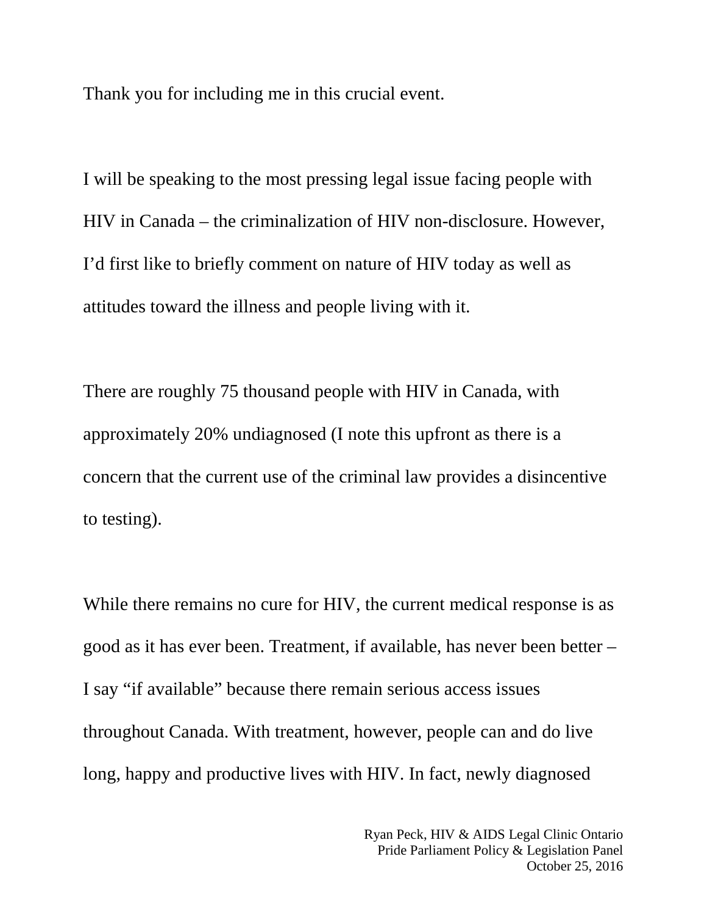Thank you for including me in this crucial event.

I will be speaking to the most pressing legal issue facing people with HIV in Canada – the criminalization of HIV non-disclosure. However, I'd first like to briefly comment on nature of HIV today as well as attitudes toward the illness and people living with it.

There are roughly 75 thousand people with HIV in Canada, with approximately 20% undiagnosed (I note this upfront as there is a concern that the current use of the criminal law provides a disincentive to testing).

While there remains no cure for HIV, the current medical response is as good as it has ever been. Treatment, if available, has never been better – I say "if available" because there remain serious access issues throughout Canada. With treatment, however, people can and do live long, happy and productive lives with HIV. In fact, newly diagnosed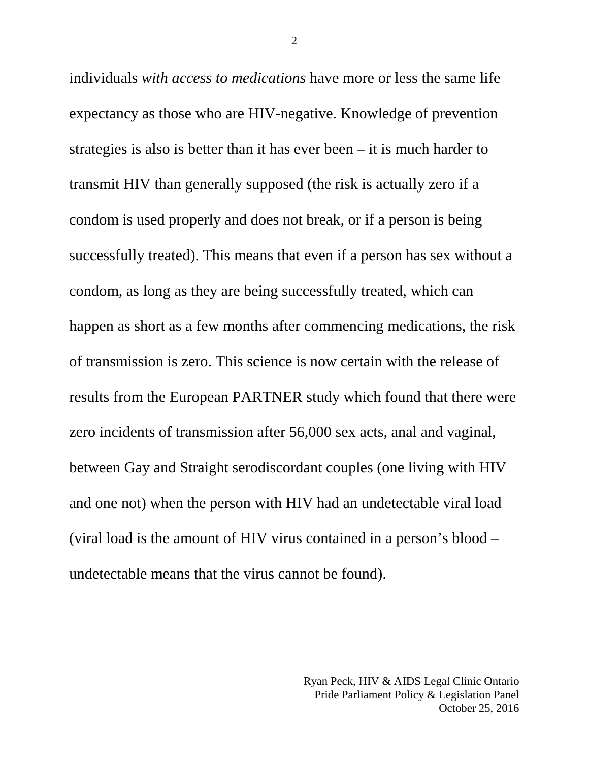individuals *with access to medications* have more or less the same life expectancy as those who are HIV-negative. Knowledge of prevention strategies is also is better than it has ever been – it is much harder to transmit HIV than generally supposed (the risk is actually zero if a condom is used properly and does not break, or if a person is being successfully treated). This means that even if a person has sex without a condom, as long as they are being successfully treated, which can happen as short as a few months after commencing medications, the risk of transmission is zero. This science is now certain with the release of results from the European PARTNER study which found that there were zero incidents of transmission after 56,000 sex acts, anal and vaginal, between Gay and Straight serodiscordant couples (one living with HIV and one not) when the person with HIV had an undetectable viral load (viral load is the amount of HIV virus contained in a person's blood – undetectable means that the virus cannot be found).

Ryan Peck, HIV & AIDS Legal Clinic Ontario
Pride Parliament Policy & Legislation Panel
October 25, 2016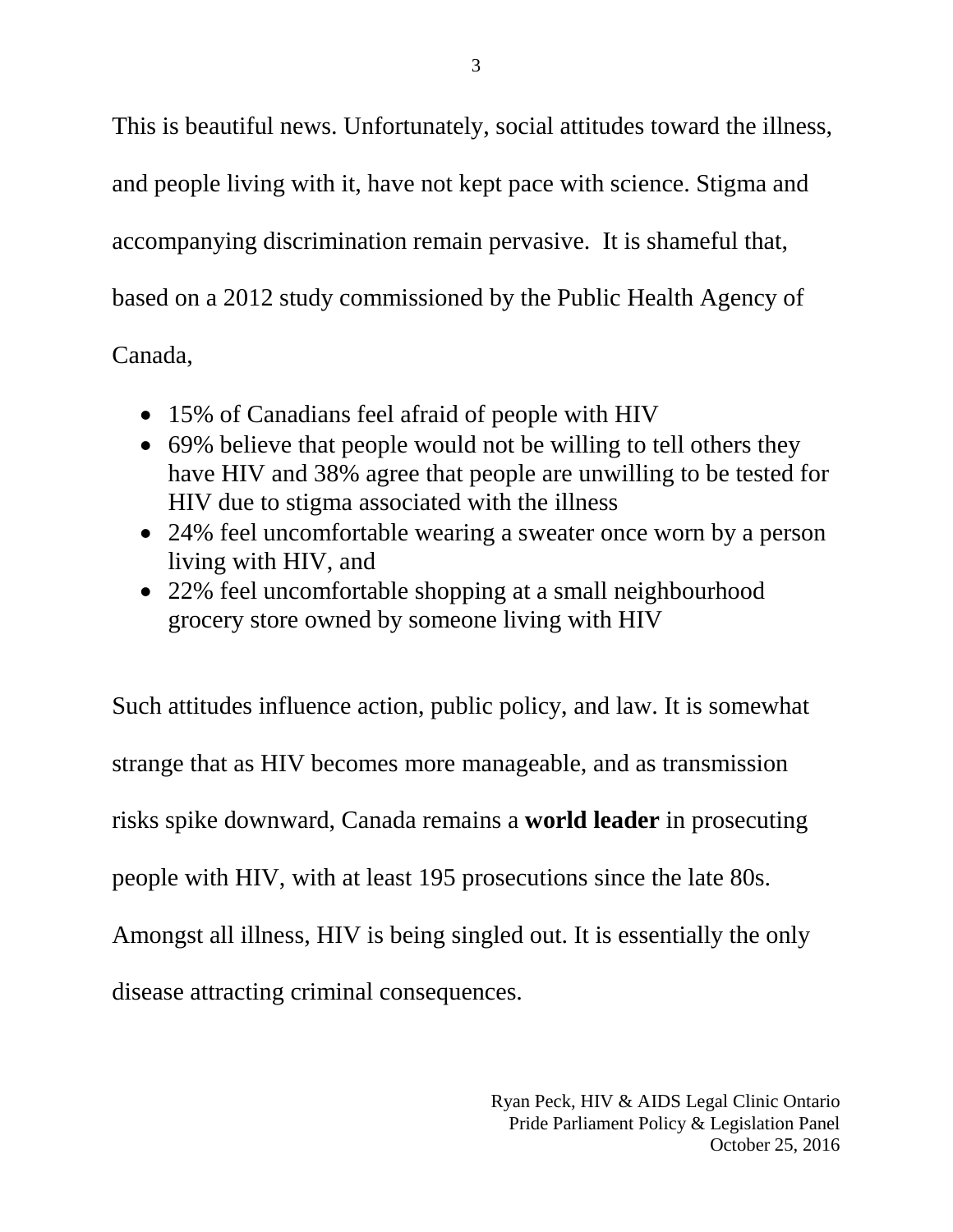This is beautiful news. Unfortunately, social attitudes toward the illness, and people living with it, have not kept pace with science. Stigma and accompanying discrimination remain pervasive. It is shameful that, based on a 2012 study commissioned by the Public Health Agency of Canada,

- 15% of Canadians feel afraid of people with HIV
- 69% believe that people would not be willing to tell others they have HIV and 38% agree that people are unwilling to be tested for HIV due to stigma associated with the illness
- 24% feel uncomfortable wearing a sweater once worn by a person living with HIV, and
- 22% feel uncomfortable shopping at a small neighbourhood grocery store owned by someone living with HIV

Such attitudes influence action, public policy, and law. It is somewhat strange that as HIV becomes more manageable, and as transmission risks spike downward, Canada remains a **world leader** in prosecuting people with HIV, with at least 195 prosecutions since the late 80s. Amongst all illness, HIV is being singled out. It is essentially the only disease attracting criminal consequences.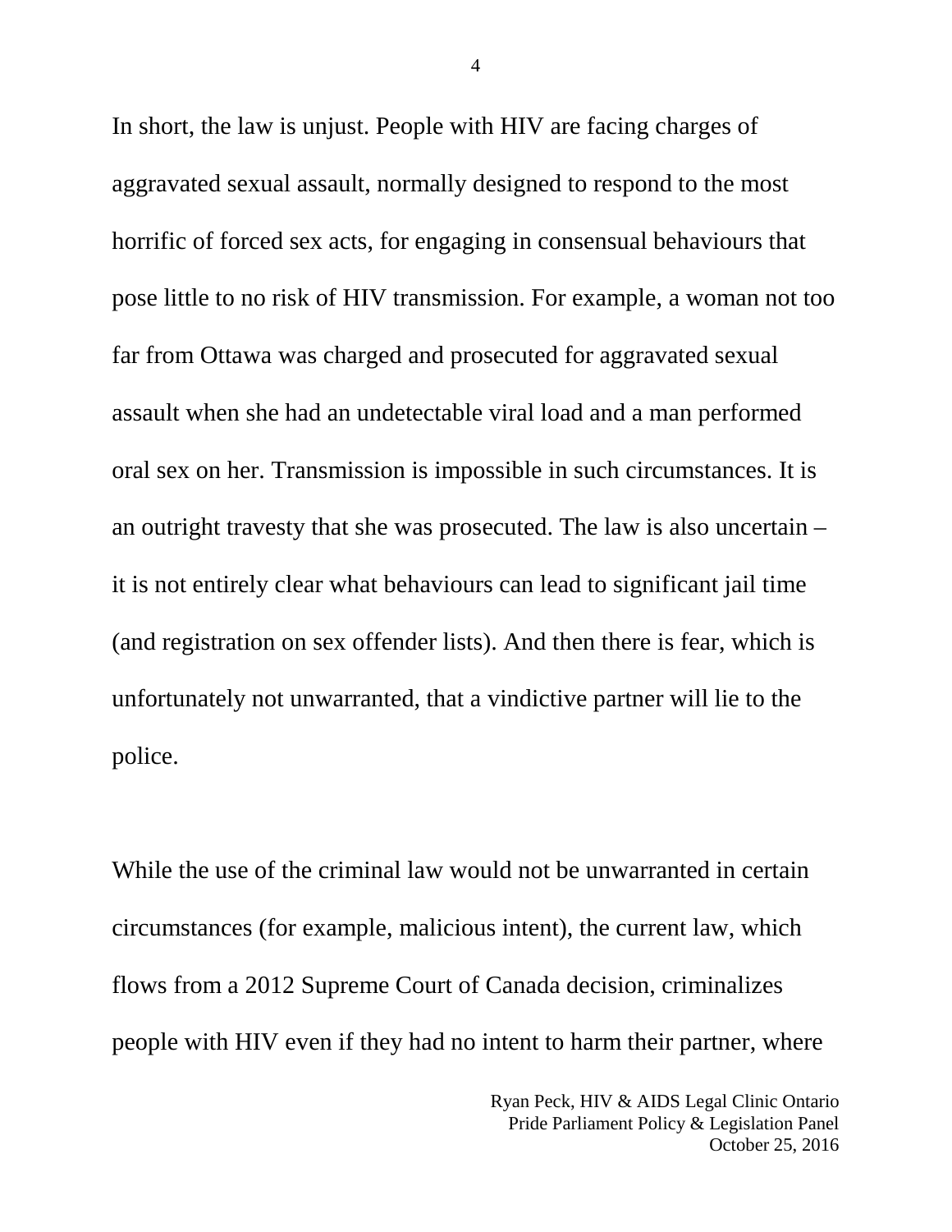In short, the law is unjust. People with HIV are facing charges of aggravated sexual assault, normally designed to respond to the most horrific of forced sex acts, for engaging in consensual behaviours that pose little to no risk of HIV transmission. For example, a woman not too far from Ottawa was charged and prosecuted for aggravated sexual assault when she had an undetectable viral load and a man performed oral sex on her. Transmission is impossible in such circumstances. It is an outright travesty that she was prosecuted. The law is also uncertain – it is not entirely clear what behaviours can lead to significant jail time (and registration on sex offender lists). And then there is fear, which is unfortunately not unwarranted, that a vindictive partner will lie to the police.

While the use of the criminal law would not be unwarranted in certain circumstances (for example, malicious intent), the current law, which flows from a 2012 Supreme Court of Canada decision, criminalizes people with HIV even if they had no intent to harm their partner, where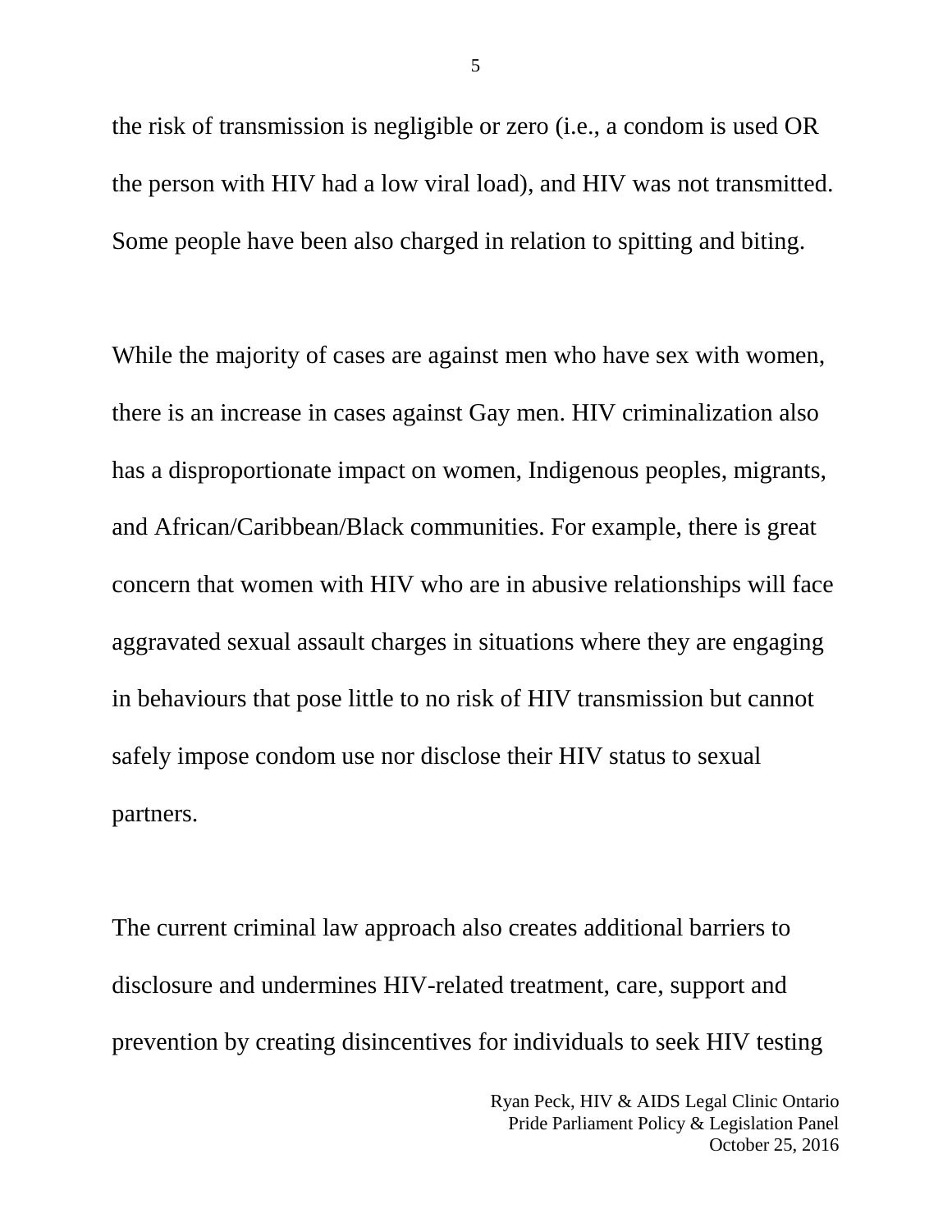the risk of transmission is negligible or zero (i.e., a condom is used OR the person with HIV had a low viral load), and HIV was not transmitted. Some people have been also charged in relation to spitting and biting.

While the majority of cases are against men who have sex with women, there is an increase in cases against Gay men. HIV criminalization also has a disproportionate impact on women, Indigenous peoples, migrants, and African/Caribbean/Black communities. For example, there is great concern that women with HIV who are in abusive relationships will face aggravated sexual assault charges in situations where they are engaging in behaviours that pose little to no risk of HIV transmission but cannot safely impose condom use nor disclose their HIV status to sexual partners.

The current criminal law approach also creates additional barriers to disclosure and undermines HIV-related treatment, care, support and prevention by creating disincentives for individuals to seek HIV testing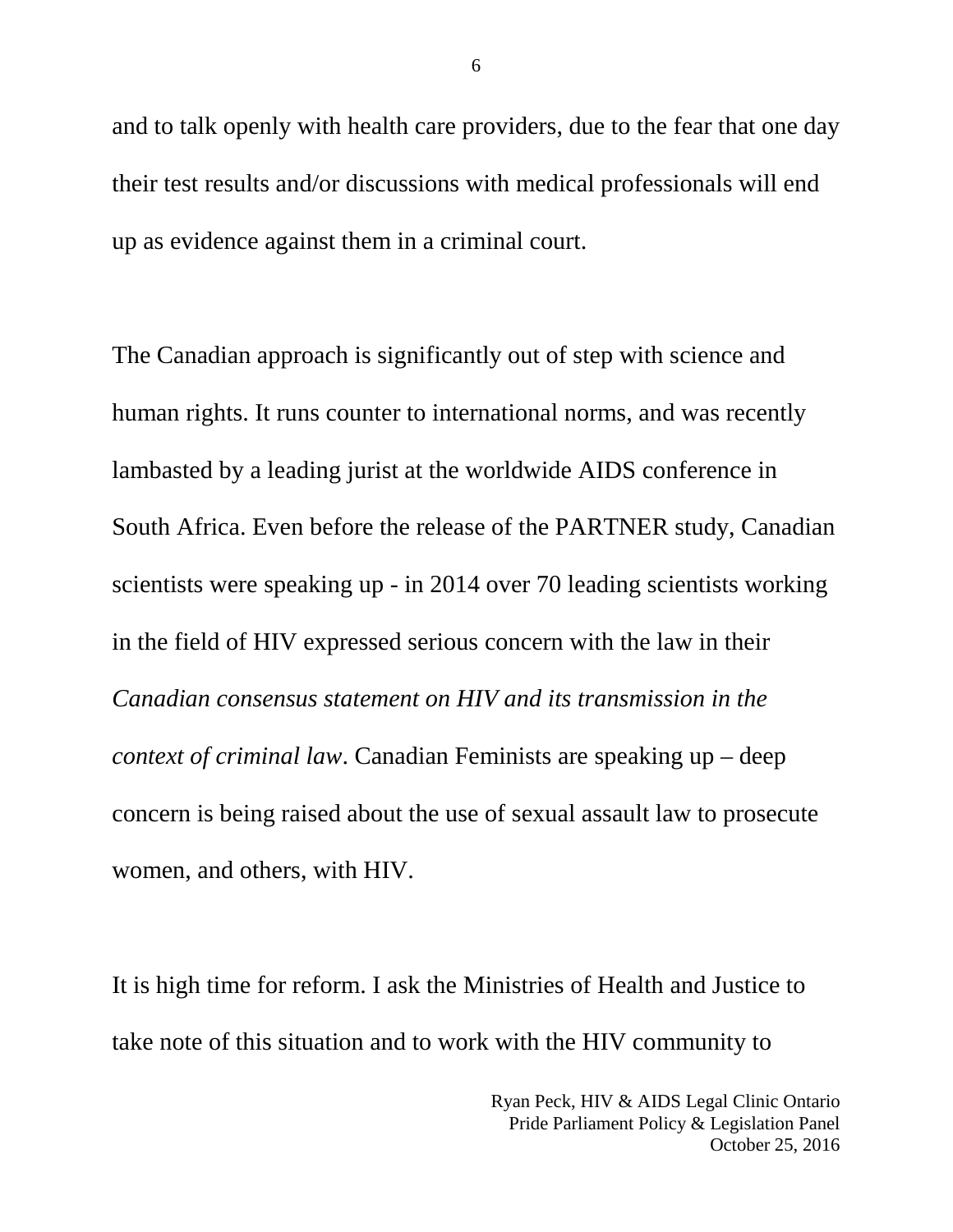and to talk openly with health care providers, due to the fear that one day their test results and/or discussions with medical professionals will end up as evidence against them in a criminal court.

The Canadian approach is significantly out of step with science and human rights. It runs counter to international norms, and was recently lambasted by a leading jurist at the worldwide AIDS conference in South Africa. Even before the release of the PARTNER study, Canadian scientists were speaking up - in 2014 over 70 leading scientists working in the field of HIV expressed serious concern with the law in their *Canadian consensus statement on HIV and its transmission in the context of criminal law*. Canadian Feminists are speaking up – deep concern is being raised about the use of sexual assault law to prosecute women, and others, with HIV.

It is high time for reform. I ask the Ministries of Health and Justice to take note of this situation and to work with the HIV community to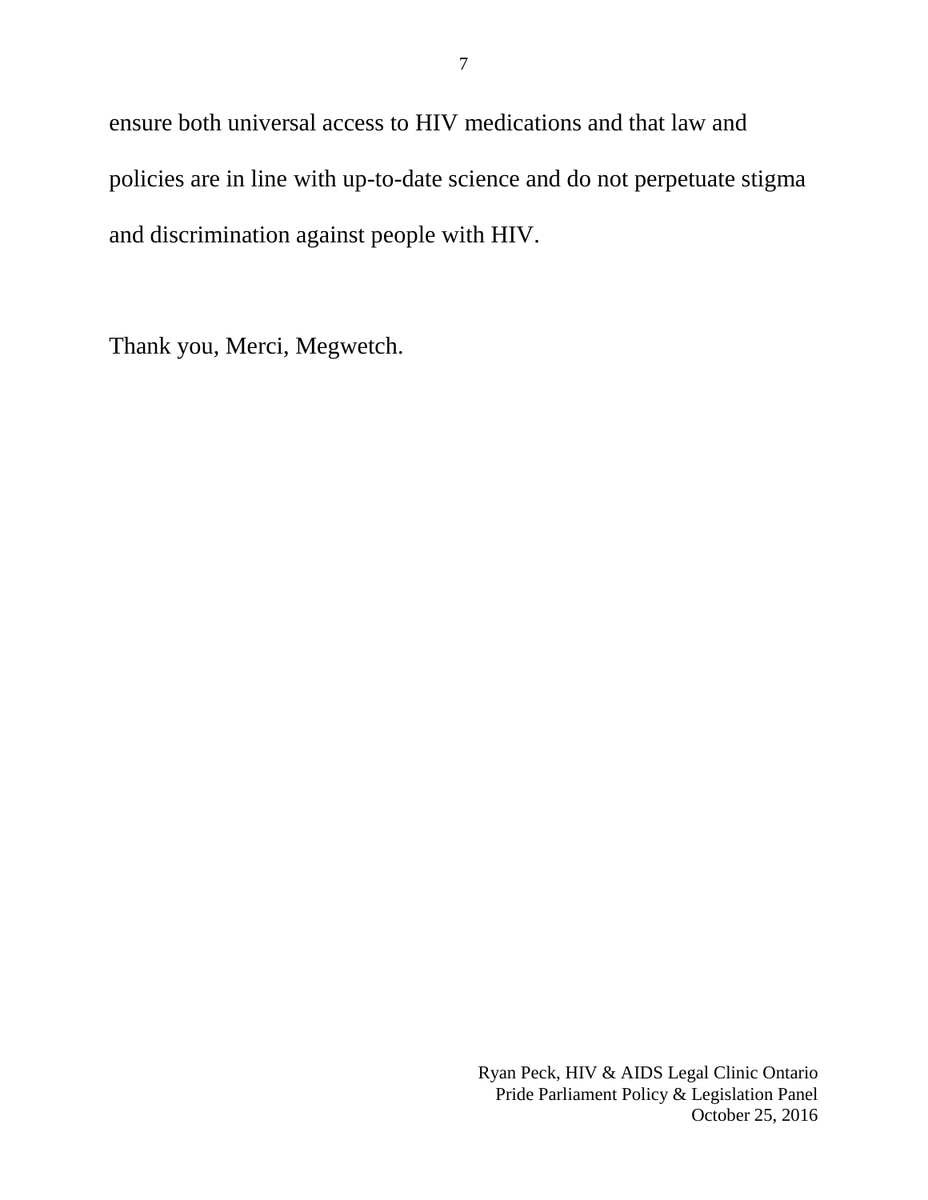ensure both universal access to HIV medications and that law and policies are in line with up-to-date science and do not perpetuate stigma and discrimination against people with HIV.

Thank you, Merci, Megwetch.